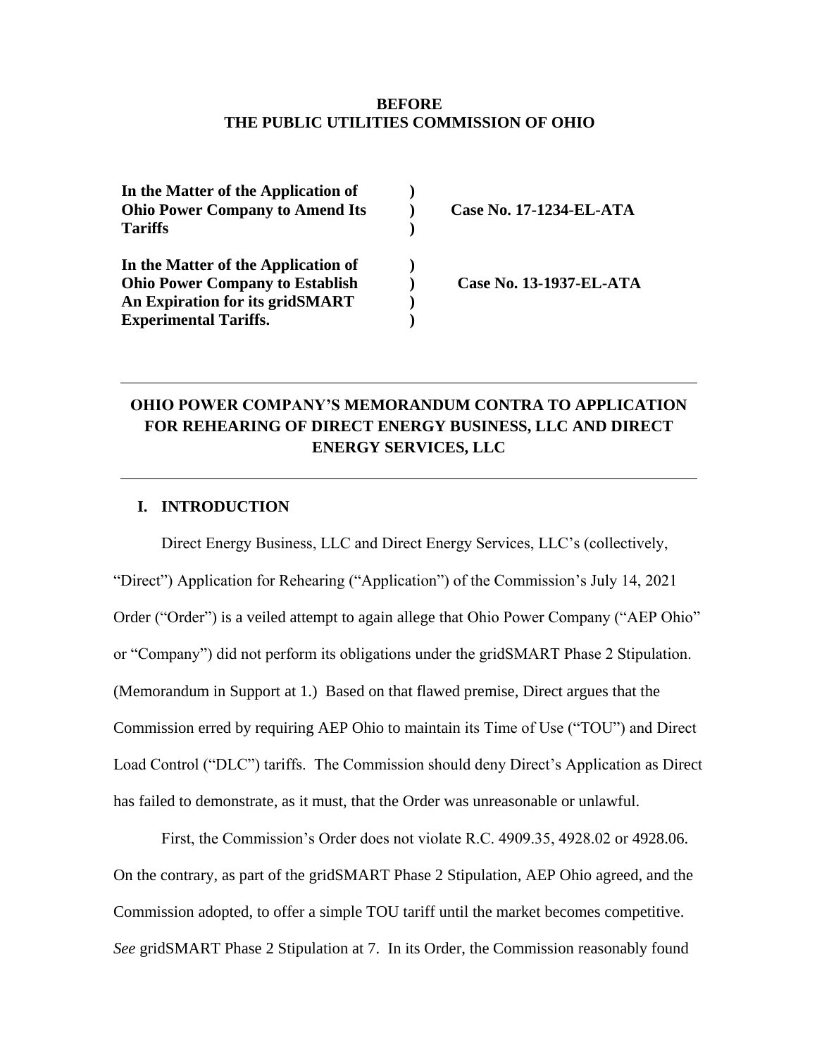**BEFORE**
**THE PUBLIC UTILITIES COMMISSION OF OHIO**

| | | |
|---|---|---|
| **In the Matter of the Application of Ohio Power Company to Amend Its Tariffs** | **)** **)** **)** | **Case No. 17-1234-EL-ATA** |
| **In the Matter of the Application of Ohio Power Company to Establish An Expiration for its gridSMART Experimental Tariffs.** | **)** **)** **)** **)** | **Case No. 13-1937-EL-ATA** |

---

# OHIO POWER COMPANY'S MEMORANDUM CONTRA TO APPLICATION FOR REHEARING OF DIRECT ENERGY BUSINESS, LLC AND DIRECT ENERGY SERVICES, LLC

---

## I. INTRODUCTION

Direct Energy Business, LLC and Direct Energy Services, LLC's (collectively, "Direct") Application for Rehearing ("Application") of the Commission's July 14, 2021 Order ("Order") is a veiled attempt to again allege that Ohio Power Company ("AEP Ohio" or "Company") did not perform its obligations under the gridSMART Phase 2 Stipulation. (Memorandum in Support at 1.) Based on that flawed premise, Direct argues that the Commission erred by requiring AEP Ohio to maintain its Time of Use ("TOU") and Direct Load Control ("DLC") tariffs. The Commission should deny Direct's Application as Direct has failed to demonstrate, as it must, that the Order was unreasonable or unlawful.

First, the Commission's Order does not violate R.C. 4909.35, 4928.02 or 4928.06. On the contrary, as part of the gridSMART Phase 2 Stipulation, AEP Ohio agreed, and the Commission adopted, to offer a simple TOU tariff until the market becomes competitive. *See* gridSMART Phase 2 Stipulation at 7. In its Order, the Commission reasonably found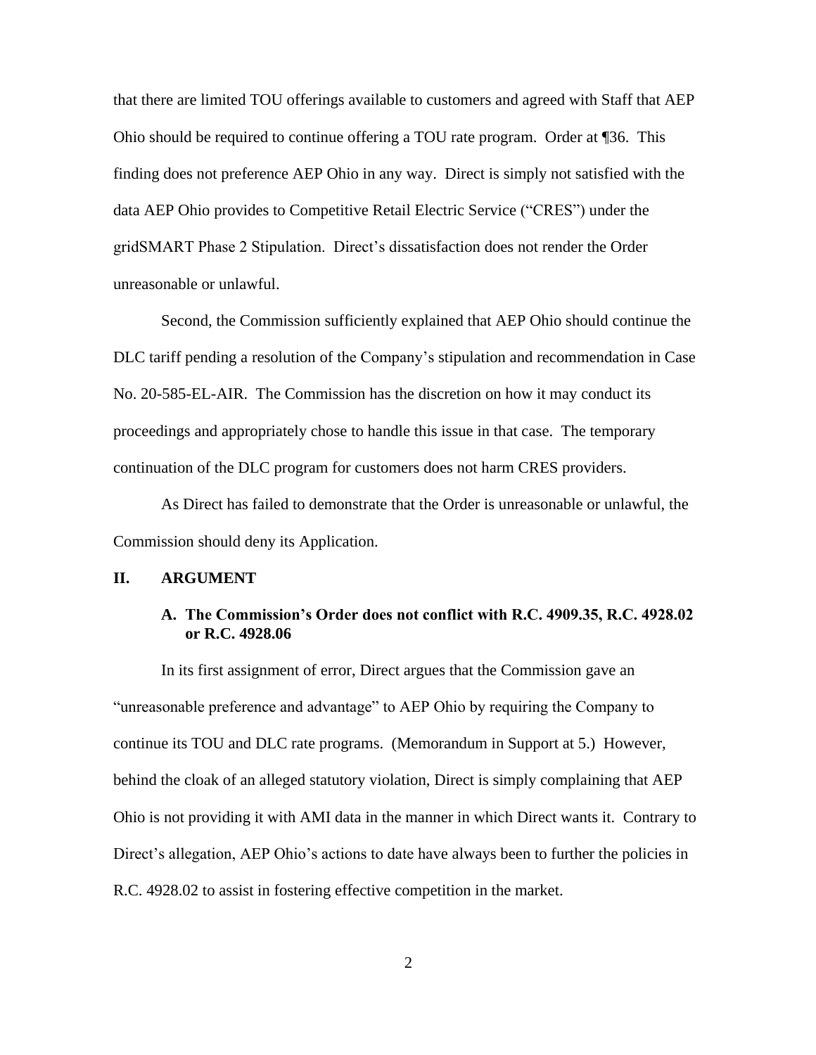that there are limited TOU offerings available to customers and agreed with Staff that AEP Ohio should be required to continue offering a TOU rate program. Order at ¶36. This finding does not preference AEP Ohio in any way. Direct is simply not satisfied with the data AEP Ohio provides to Competitive Retail Electric Service ("CRES") under the gridSMART Phase 2 Stipulation. Direct's dissatisfaction does not render the Order unreasonable or unlawful.

Second, the Commission sufficiently explained that AEP Ohio should continue the DLC tariff pending a resolution of the Company's stipulation and recommendation in Case No. 20-585-EL-AIR. The Commission has the discretion on how it may conduct its proceedings and appropriately chose to handle this issue in that case. The temporary continuation of the DLC program for customers does not harm CRES providers.

As Direct has failed to demonstrate that the Order is unreasonable or unlawful, the Commission should deny its Application.

## II. ARGUMENT

### A. The Commission's Order does not conflict with R.C. 4909.35, R.C. 4928.02 or R.C. 4928.06

In its first assignment of error, Direct argues that the Commission gave an "unreasonable preference and advantage" to AEP Ohio by requiring the Company to continue its TOU and DLC rate programs. (Memorandum in Support at 5.) However, behind the cloak of an alleged statutory violation, Direct is simply complaining that AEP Ohio is not providing it with AMI data in the manner in which Direct wants it. Contrary to Direct's allegation, AEP Ohio's actions to date have always been to further the policies in R.C. 4928.02 to assist in fostering effective competition in the market.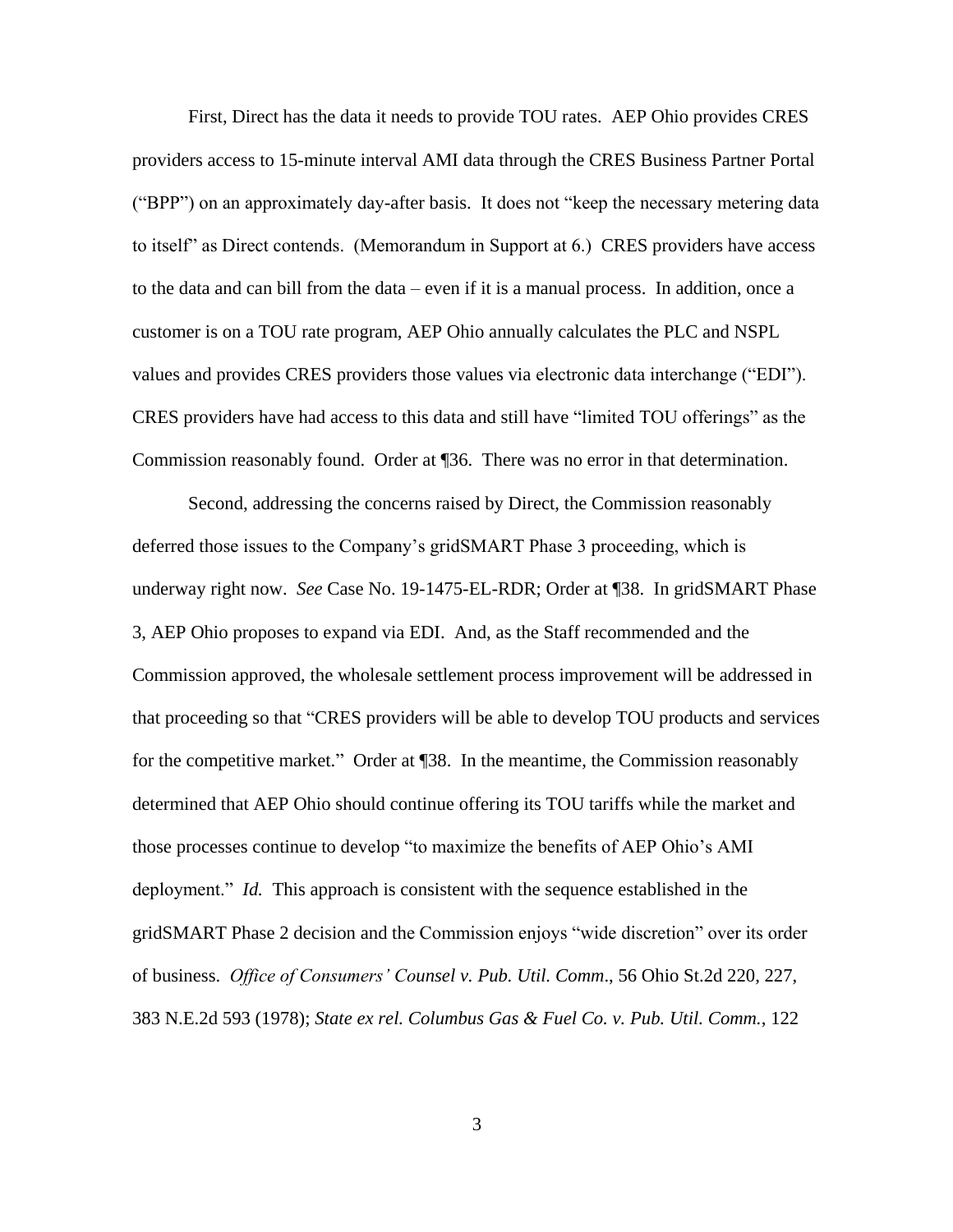First, Direct has the data it needs to provide TOU rates. AEP Ohio provides CRES providers access to 15-minute interval AMI data through the CRES Business Partner Portal ("BPP") on an approximately day-after basis. It does not "keep the necessary metering data to itself" as Direct contends. (Memorandum in Support at 6.) CRES providers have access to the data and can bill from the data – even if it is a manual process. In addition, once a customer is on a TOU rate program, AEP Ohio annually calculates the PLC and NSPL values and provides CRES providers those values via electronic data interchange ("EDI"). CRES providers have had access to this data and still have "limited TOU offerings" as the Commission reasonably found. Order at ¶36. There was no error in that determination.

Second, addressing the concerns raised by Direct, the Commission reasonably deferred those issues to the Company's gridSMART Phase 3 proceeding, which is underway right now. *See* Case No. 19-1475-EL-RDR; Order at ¶38. In gridSMART Phase 3, AEP Ohio proposes to expand via EDI. And, as the Staff recommended and the Commission approved, the wholesale settlement process improvement will be addressed in that proceeding so that "CRES providers will be able to develop TOU products and services for the competitive market." Order at ¶38. In the meantime, the Commission reasonably determined that AEP Ohio should continue offering its TOU tariffs while the market and those processes continue to develop "to maximize the benefits of AEP Ohio's AMI deployment." *Id.* This approach is consistent with the sequence established in the gridSMART Phase 2 decision and the Commission enjoys "wide discretion" over its order of business. *Office of Consumers' Counsel v. Pub. Util. Comm.*, 56 Ohio St.2d 220, 227, 383 N.E.2d 593 (1978); *State ex rel. Columbus Gas & Fuel Co. v. Pub. Util. Comm.*, 122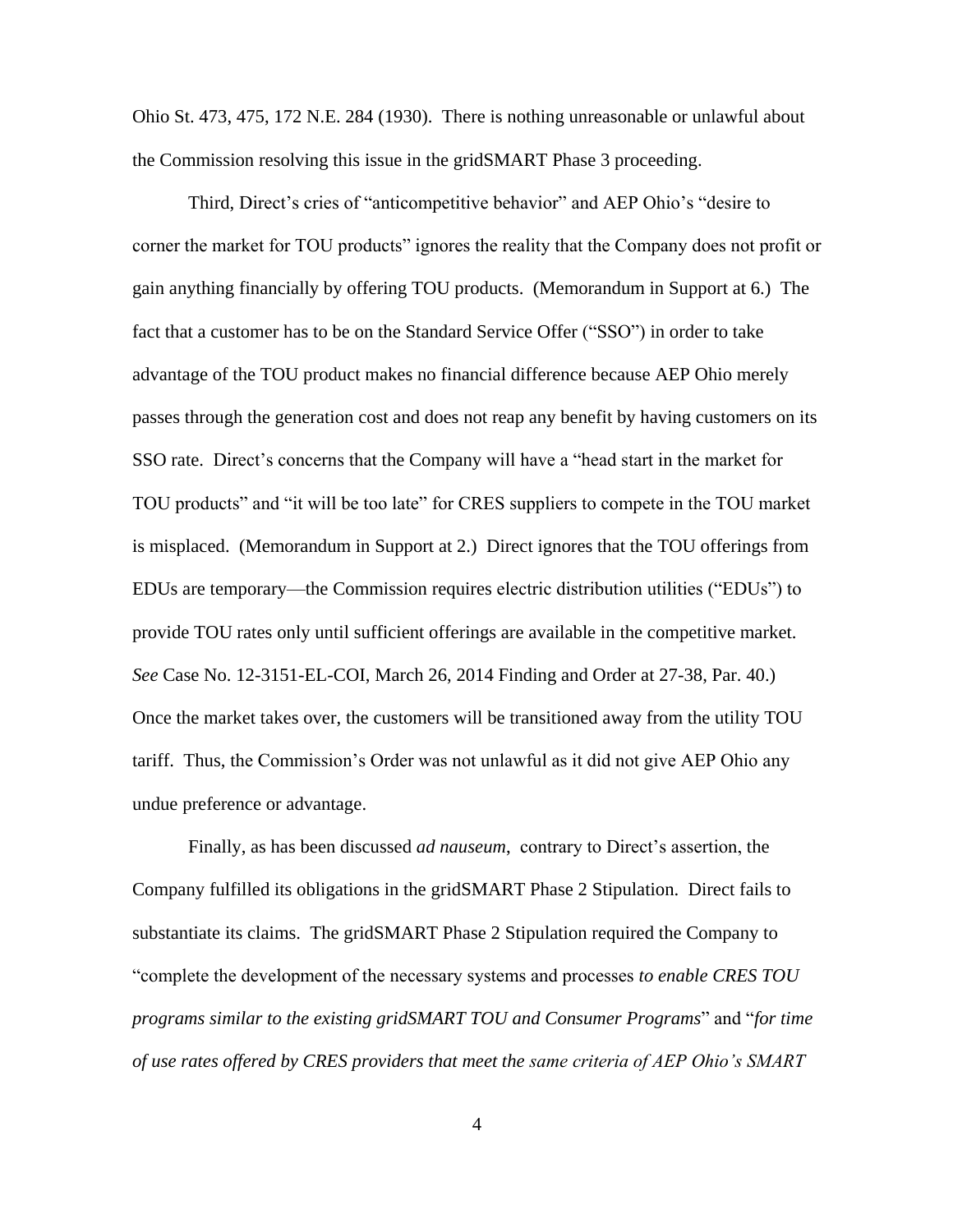Ohio St. 473, 475, 172 N.E. 284 (1930). There is nothing unreasonable or unlawful about the Commission resolving this issue in the gridSMART Phase 3 proceeding.

Third, Direct's cries of "anticompetitive behavior" and AEP Ohio's "desire to corner the market for TOU products" ignores the reality that the Company does not profit or gain anything financially by offering TOU products. (Memorandum in Support at 6.) The fact that a customer has to be on the Standard Service Offer ("SSO") in order to take advantage of the TOU product makes no financial difference because AEP Ohio merely passes through the generation cost and does not reap any benefit by having customers on its SSO rate. Direct's concerns that the Company will have a "head start in the market for TOU products" and "it will be too late" for CRES suppliers to compete in the TOU market is misplaced. (Memorandum in Support at 2.) Direct ignores that the TOU offerings from EDUs are temporary—the Commission requires electric distribution utilities ("EDUs") to provide TOU rates only until sufficient offerings are available in the competitive market. *See* Case No. 12-3151-EL-COI, March 26, 2014 Finding and Order at 27-38, Par. 40.) Once the market takes over, the customers will be transitioned away from the utility TOU tariff. Thus, the Commission's Order was not unlawful as it did not give AEP Ohio any undue preference or advantage.

Finally, as has been discussed *ad nauseum*, contrary to Direct's assertion, the Company fulfilled its obligations in the gridSMART Phase 2 Stipulation. Direct fails to substantiate its claims. The gridSMART Phase 2 Stipulation required the Company to "complete the development of the necessary systems and processes *to enable CRES TOU programs similar to the existing gridSMART TOU and Consumer Programs*" and "*for time of use rates offered by CRES providers that meet the same criteria of AEP Ohio's SMART*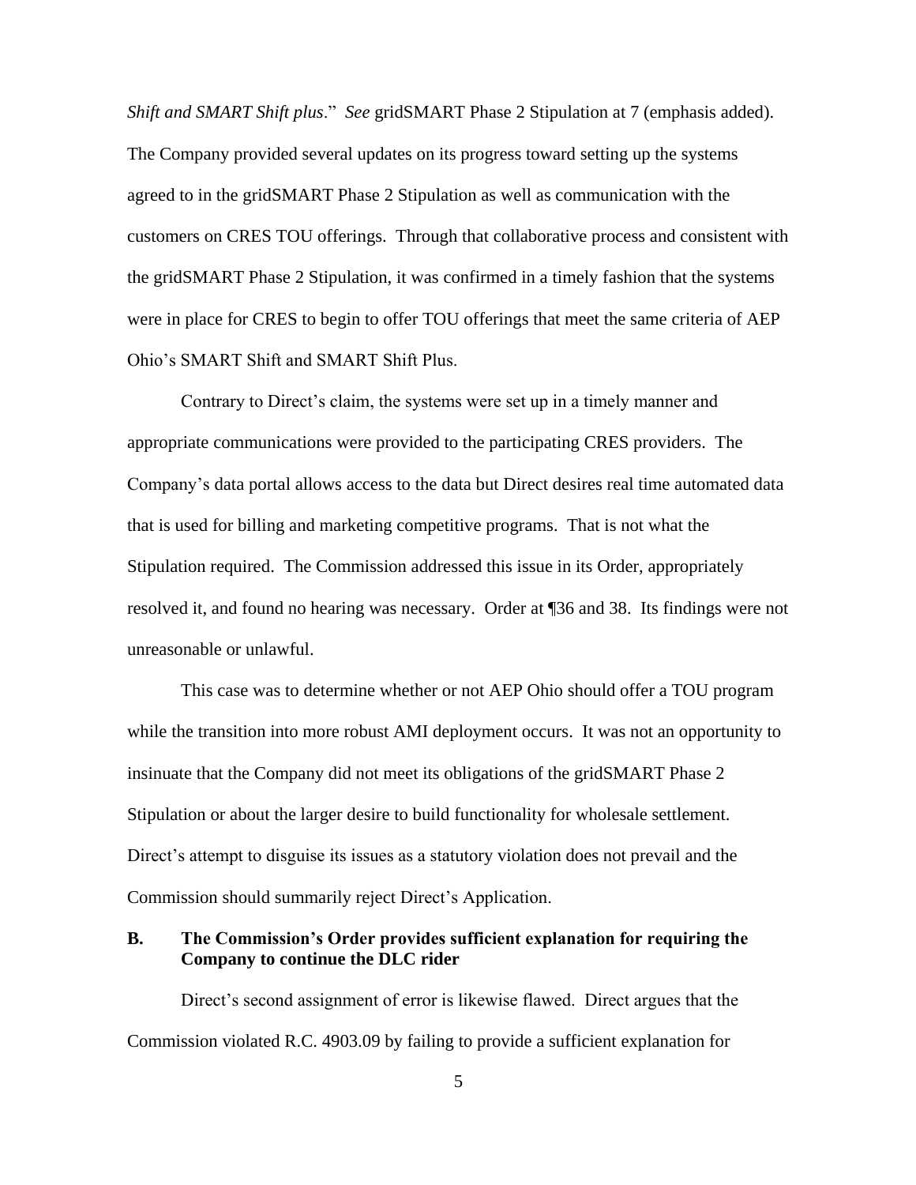*Shift and SMART Shift plus*." *See* gridSMART Phase 2 Stipulation at 7 (emphasis added). The Company provided several updates on its progress toward setting up the systems agreed to in the gridSMART Phase 2 Stipulation as well as communication with the customers on CRES TOU offerings. Through that collaborative process and consistent with the gridSMART Phase 2 Stipulation, it was confirmed in a timely fashion that the systems were in place for CRES to begin to offer TOU offerings that meet the same criteria of AEP Ohio's SMART Shift and SMART Shift Plus.

Contrary to Direct's claim, the systems were set up in a timely manner and appropriate communications were provided to the participating CRES providers. The Company's data portal allows access to the data but Direct desires real time automated data that is used for billing and marketing competitive programs. That is not what the Stipulation required. The Commission addressed this issue in its Order, appropriately resolved it, and found no hearing was necessary. Order at ¶36 and 38. Its findings were not unreasonable or unlawful.

This case was to determine whether or not AEP Ohio should offer a TOU program while the transition into more robust AMI deployment occurs. It was not an opportunity to insinuate that the Company did not meet its obligations of the gridSMART Phase 2 Stipulation or about the larger desire to build functionality for wholesale settlement. Direct's attempt to disguise its issues as a statutory violation does not prevail and the Commission should summarily reject Direct's Application.

### B. The Commission's Order provides sufficient explanation for requiring the Company to continue the DLC rider

Direct's second assignment of error is likewise flawed. Direct argues that the Commission violated R.C. 4903.09 by failing to provide a sufficient explanation for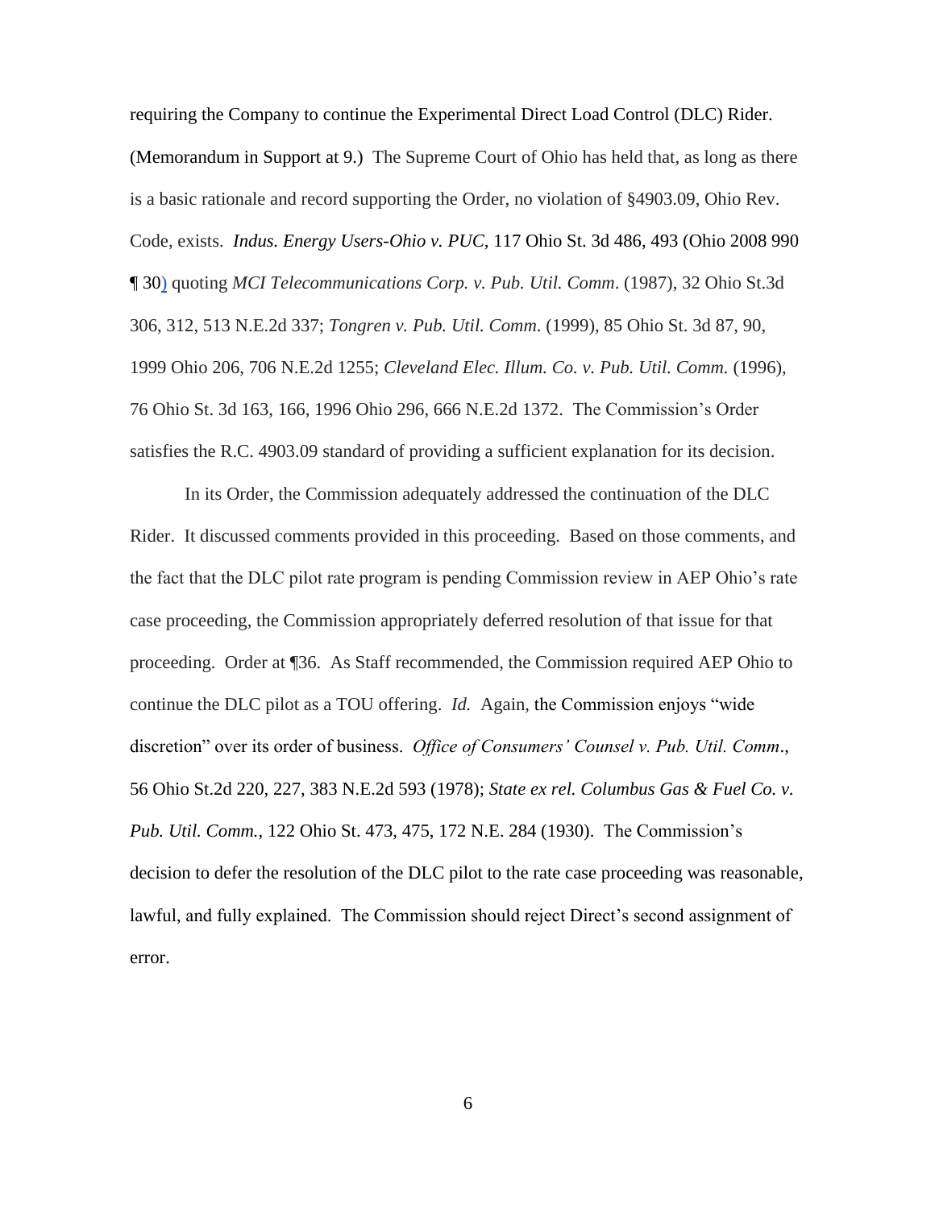requiring the Company to continue the Experimental Direct Load Control (DLC) Rider. (Memorandum in Support at 9.) The Supreme Court of Ohio has held that, as long as there is a basic rationale and record supporting the Order, no violation of §4903.09, Ohio Rev. Code, exists. *Indus. Energy Users-Ohio v. PUC*, 117 Ohio St. 3d 486, 493 (Ohio 2008 990 ¶ 30) quoting *MCI Telecommunications Corp. v. Pub. Util. Comm*. (1987), 32 Ohio St.3d 306, 312, 513 N.E.2d 337; *Tongren v. Pub. Util. Comm*. (1999), 85 Ohio St. 3d 87, 90, 1999 Ohio 206, 706 N.E.2d 1255; *Cleveland Elec. Illum. Co. v. Pub. Util. Comm.* (1996), 76 Ohio St. 3d 163, 166, 1996 Ohio 296, 666 N.E.2d 1372. The Commission's Order satisfies the R.C. 4903.09 standard of providing a sufficient explanation for its decision.

In its Order, the Commission adequately addressed the continuation of the DLC Rider. It discussed comments provided in this proceeding. Based on those comments, and the fact that the DLC pilot rate program is pending Commission review in AEP Ohio's rate case proceeding, the Commission appropriately deferred resolution of that issue for that proceeding. Order at ¶36. As Staff recommended, the Commission required AEP Ohio to continue the DLC pilot as a TOU offering. *Id.* Again, the Commission enjoys "wide discretion" over its order of business. *Office of Consumers' Counsel v. Pub. Util. Comm*., 56 Ohio St.2d 220, 227, 383 N.E.2d 593 (1978); *State ex rel. Columbus Gas & Fuel Co. v. Pub. Util. Comm.*, 122 Ohio St. 473, 475, 172 N.E. 284 (1930). The Commission's decision to defer the resolution of the DLC pilot to the rate case proceeding was reasonable, lawful, and fully explained. The Commission should reject Direct's second assignment of error.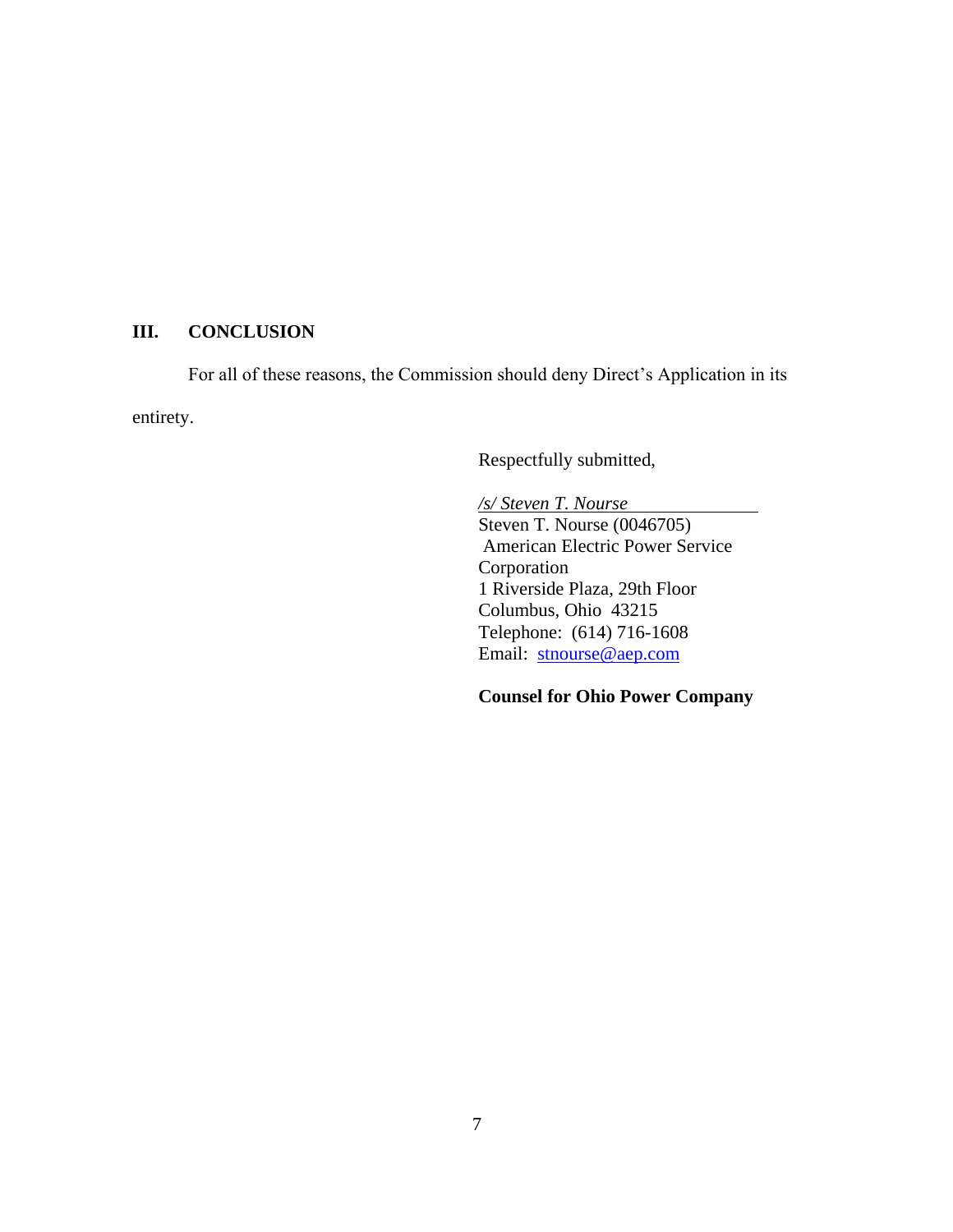## III. CONCLUSION

For all of these reasons, the Commission should deny Direct's Application in its entirety.

Respectfully submitted,

*/s/ Steven T. Nourse*
Steven T. Nourse (0046705)
American Electric Power Service Corporation
1 Riverside Plaza, 29th Floor
Columbus, Ohio 43215
Telephone: (614) 716-1608
Email: stnourse@aep.com

**Counsel for Ohio Power Company**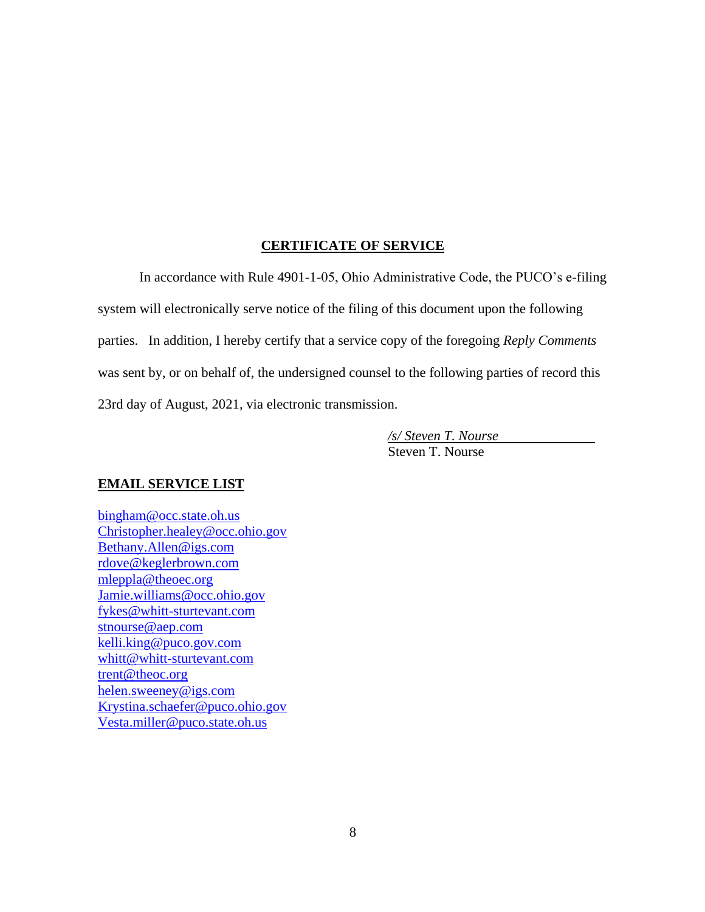## **CERTIFICATE OF SERVICE**

In accordance with Rule 4901-1-05, Ohio Administrative Code, the PUCO's e-filing system will electronically serve notice of the filing of this document upon the following parties. In addition, I hereby certify that a service copy of the foregoing *Reply Comments* was sent by, or on behalf of, the undersigned counsel to the following parties of record this 23rd day of August, 2021, via electronic transmission.

*/s/ Steven T. Nourse*
Steven T. Nourse

**EMAIL SERVICE LIST**

bingham@occ.state.oh.us
Christopher.healey@occ.ohio.gov
Bethany.Allen@igs.com
rdove@keglerbrown.com
mleppla@theoec.org
Jamie.williams@occ.ohio.gov
fykes@whitt-sturtevant.com
stnourse@aep.com
kelli.king@puco.gov.com
whitt@whitt-sturtevant.com
trent@theoc.org
helen.sweeney@igs.com
Krystina.schaefer@puco.ohio.gov
Vesta.miller@puco.state.oh.us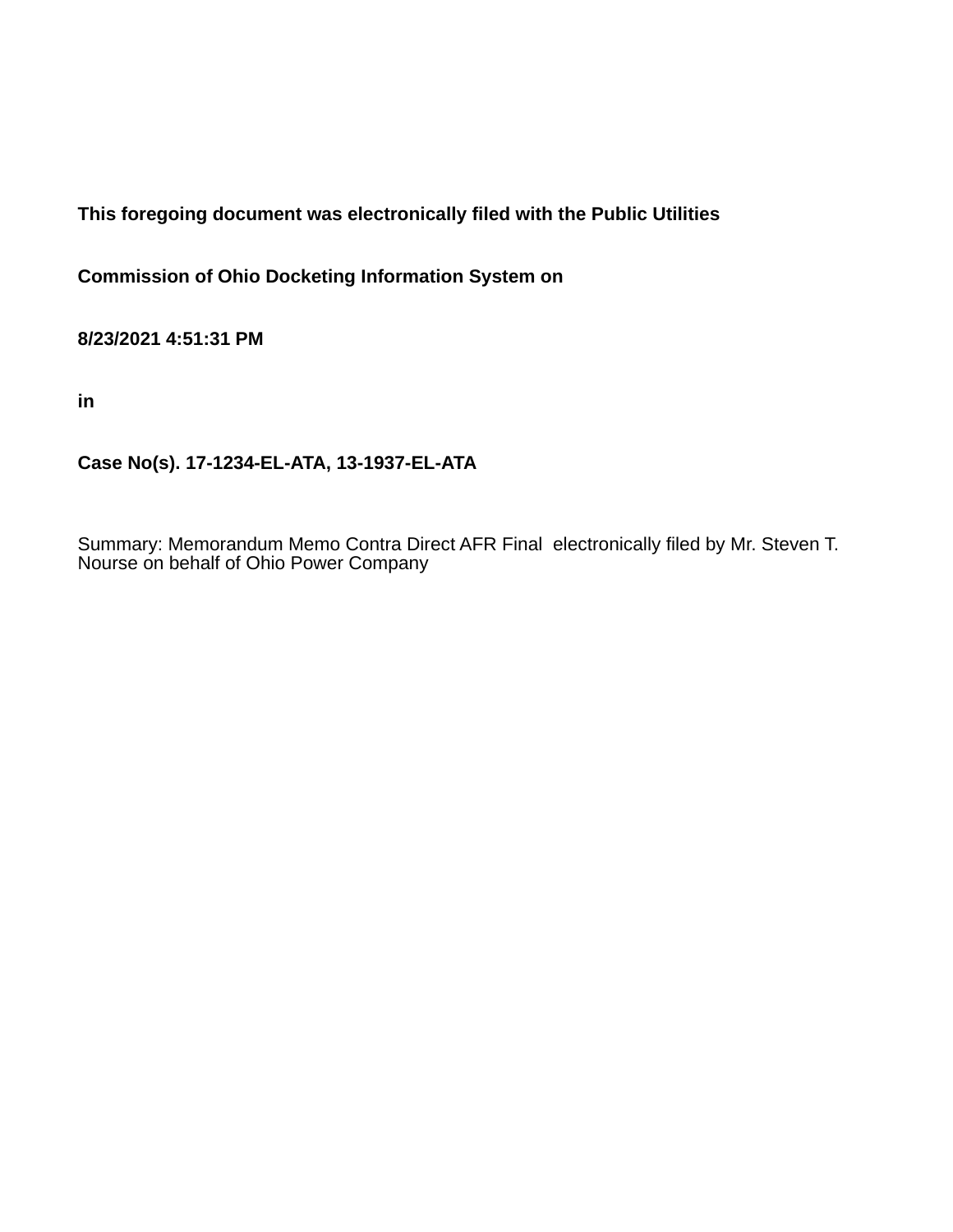**This foregoing document was electronically filed with the Public Utilities**

**Commission of Ohio Docketing Information System on**

**8/23/2021 4:51:31 PM**

**in**

**Case No(s). 17-1234-EL-ATA, 13-1937-EL-ATA**

Summary: Memorandum Memo Contra Direct AFR Final electronically filed by Mr. Steven T. Nourse on behalf of Ohio Power Company